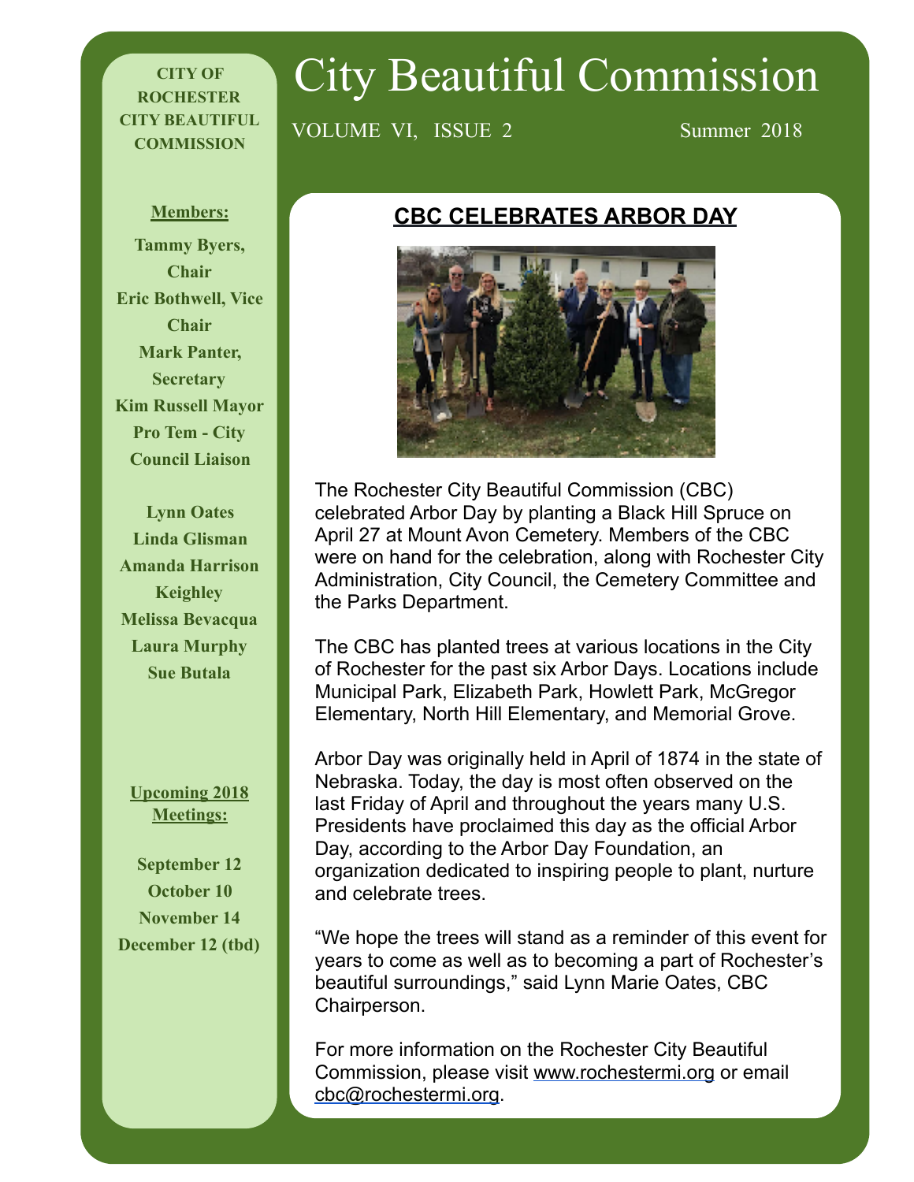# City Beautiful Commission

VOLUME VI, ISSUE 2 — Summer 2018

**CITY OF ROCHESTER CITY BEAUTIFUL COMMISSION**

**Members:**

**Tammy Byers, Chair**
**Eric Bothwell, Vice Chair**
**Mark Panter, Secretary**
**Kim Russell Mayor Pro Tem - City Council Liaison**

**Lynn Oates**
**Linda Glisman**
**Amanda Harrison Keighley**
**Melissa Bevacqua**
**Laura Murphy**
**Sue Butala**

**Upcoming 2018 Meetings:**

**September 12**
**October 10**
**November 14**
**December 12 (tbd)**

## CBC CELEBRATES ARBOR DAY

The Rochester City Beautiful Commission (CBC) celebrated Arbor Day by planting a Black Hill Spruce on April 27 at Mount Avon Cemetery. Members of the CBC were on hand for the celebration, along with Rochester City Administration, City Council, the Cemetery Committee and the Parks Department.

The CBC has planted trees at various locations in the City of Rochester for the past six Arbor Days. Locations include Municipal Park, Elizabeth Park, Howlett Park, McGregor Elementary, North Hill Elementary, and Memorial Grove.

Arbor Day was originally held in April of 1874 in the state of Nebraska. Today, the day is most often observed on the last Friday of April and throughout the years many U.S. Presidents have proclaimed this day as the official Arbor Day, according to the Arbor Day Foundation, an organization dedicated to inspiring people to plant, nurture and celebrate trees.

"We hope the trees will stand as a reminder of this event for years to come as well as to becoming a part of Rochester's beautiful surroundings," said Lynn Marie Oates, CBC Chairperson.

For more information on the Rochester City Beautiful Commission, please visit www.rochestermi.org or email cbc@rochestermi.org.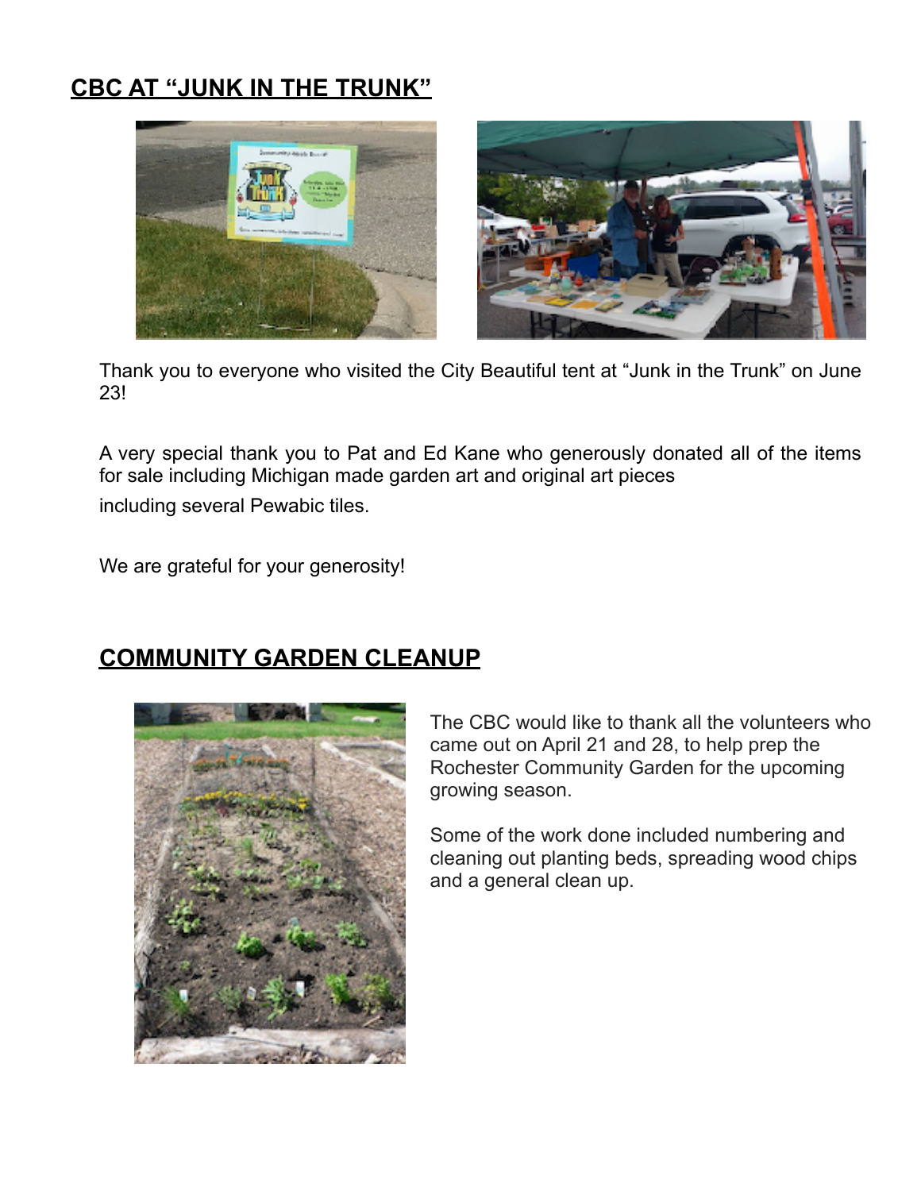## CBC AT "JUNK IN THE TRUNK"

Thank you to everyone who visited the City Beautiful tent at "Junk in the Trunk" on June 23!

A very special thank you to Pat and Ed Kane who generously donated all of the items for sale including Michigan made garden art and original art pieces including several Pewabic tiles.

We are grateful for your generosity!

## COMMUNITY GARDEN CLEANUP

The CBC would like to thank all the volunteers who came out on April 21 and 28, to help prep the Rochester Community Garden for the upcoming growing season.

Some of the work done included numbering and cleaning out planting beds, spreading wood chips and a general clean up.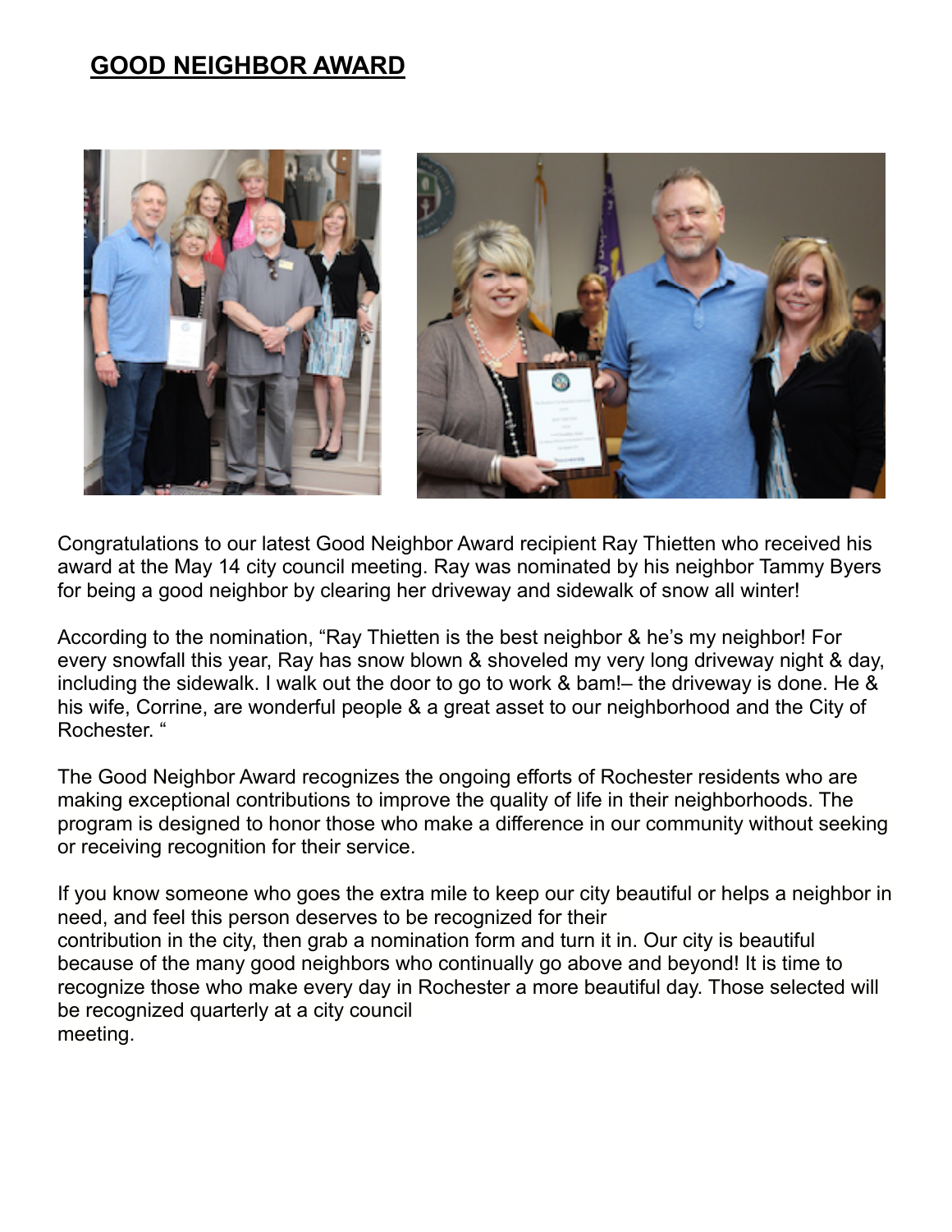## GOOD NEIGHBOR AWARD

Congratulations to our latest Good Neighbor Award recipient Ray Thietten who received his award at the May 14 city council meeting. Ray was nominated by his neighbor Tammy Byers for being a good neighbor by clearing her driveway and sidewalk of snow all winter!

According to the nomination, "Ray Thietten is the best neighbor & he's my neighbor! For every snowfall this year, Ray has snow blown & shoveled my very long driveway night & day, including the sidewalk. I walk out the door to go to work & bam!– the driveway is done. He & his wife, Corrine, are wonderful people & a great asset to our neighborhood and the City of Rochester. "

The Good Neighbor Award recognizes the ongoing efforts of Rochester residents who are making exceptional contributions to improve the quality of life in their neighborhoods. The program is designed to honor those who make a difference in our community without seeking or receiving recognition for their service.

If you know someone who goes the extra mile to keep our city beautiful or helps a neighbor in need, and feel this person deserves to be recognized for their contribution in the city, then grab a nomination form and turn it in. Our city is beautiful because of the many good neighbors who continually go above and beyond! It is time to recognize those who make every day in Rochester a more beautiful day. Those selected will be recognized quarterly at a city council meeting.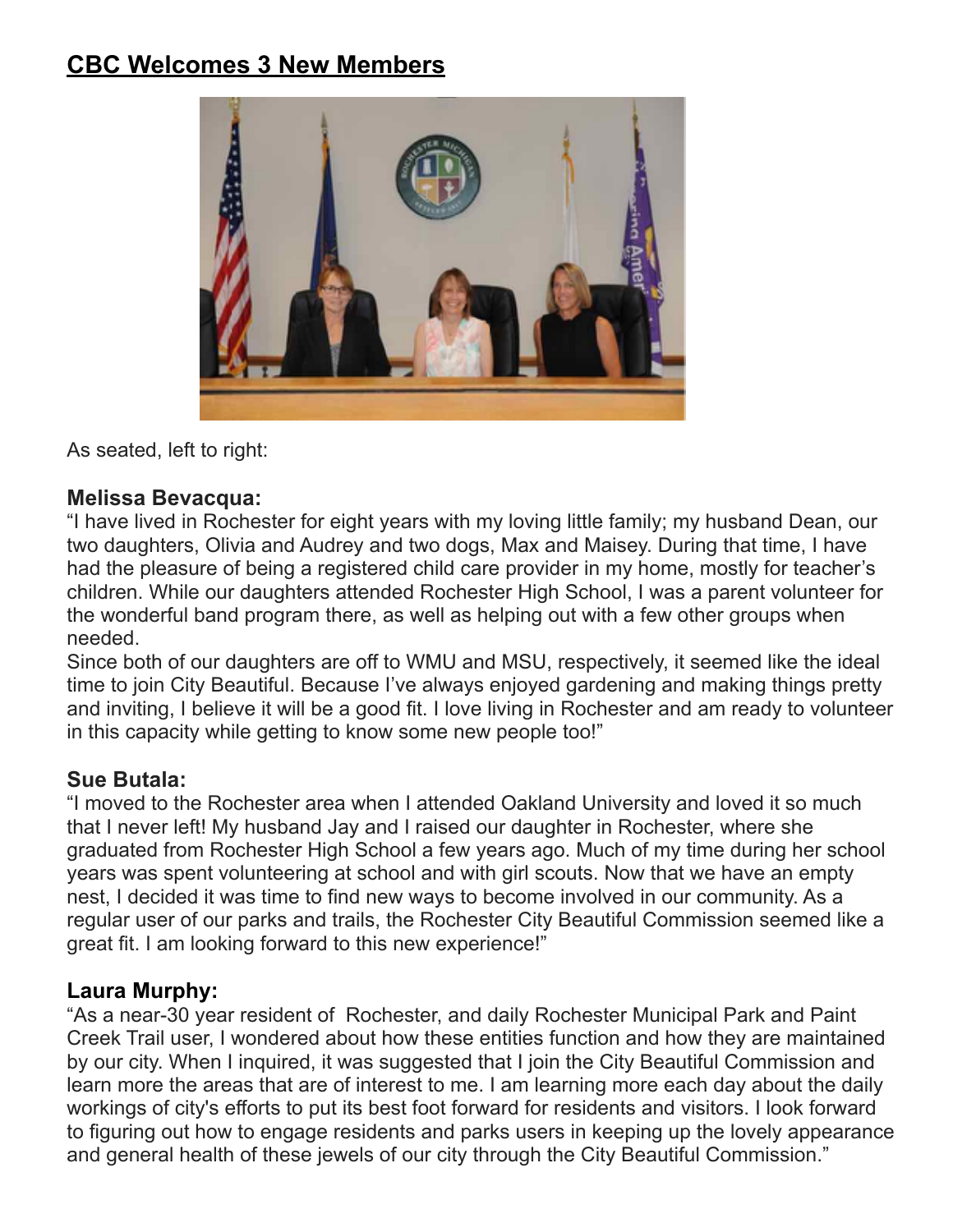## CBC Welcomes 3 New Members

As seated, left to right:

### Melissa Bevacqua:

"I have lived in Rochester for eight years with my loving little family; my husband Dean, our two daughters, Olivia and Audrey and two dogs, Max and Maisey. During that time, I have had the pleasure of being a registered child care provider in my home, mostly for teacher's children. While our daughters attended Rochester High School, I was a parent volunteer for the wonderful band program there, as well as helping out with a few other groups when needed.

Since both of our daughters are off to WMU and MSU, respectively, it seemed like the ideal time to join City Beautiful. Because I've always enjoyed gardening and making things pretty and inviting, I believe it will be a good fit. I love living in Rochester and am ready to volunteer in this capacity while getting to know some new people too!"

### Sue Butala:

"I moved to the Rochester area when I attended Oakland University and loved it so much that I never left! My husband Jay and I raised our daughter in Rochester, where she graduated from Rochester High School a few years ago. Much of my time during her school years was spent volunteering at school and with girl scouts. Now that we have an empty nest, I decided it was time to find new ways to become involved in our community. As a regular user of our parks and trails, the Rochester City Beautiful Commission seemed like a great fit. I am looking forward to this new experience!"

### Laura Murphy:

"As a near-30 year resident of Rochester, and daily Rochester Municipal Park and Paint Creek Trail user, I wondered about how these entities function and how they are maintained by our city. When I inquired, it was suggested that I join the City Beautiful Commission and learn more the areas that are of interest to me. I am learning more each day about the daily workings of city's efforts to put its best foot forward for residents and visitors. I look forward to figuring out how to engage residents and parks users in keeping up the lovely appearance and general health of these jewels of our city through the City Beautiful Commission."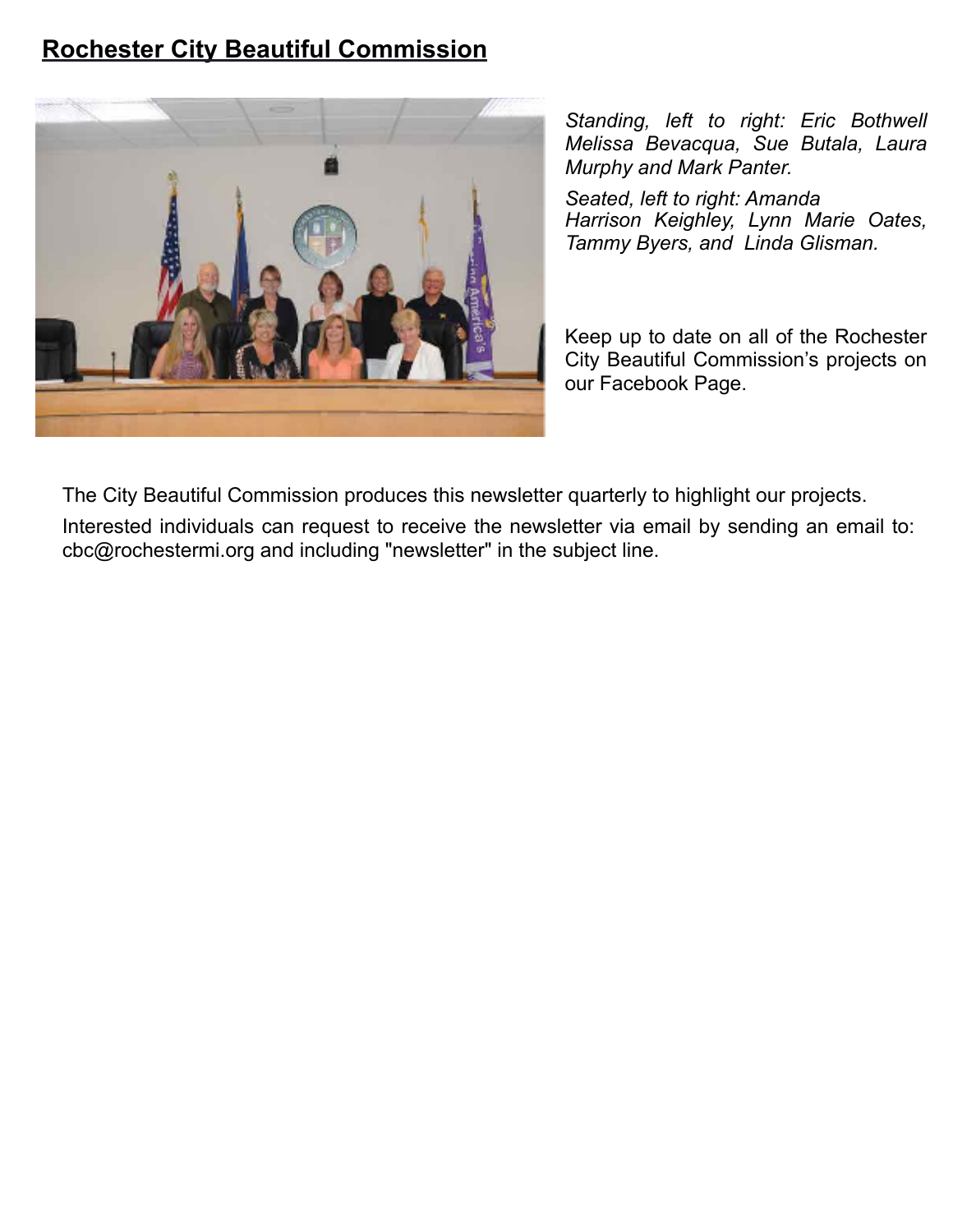## Rochester City Beautiful Commission

*Standing, left to right: Eric Bothwell Melissa Bevacqua, Sue Butala, Laura Murphy and Mark Panter.*

*Seated, left to right: Amanda Harrison Keighley, Lynn Marie Oates, Tammy Byers, and Linda Glisman.*

Keep up to date on all of the Rochester City Beautiful Commission's projects on our Facebook Page.

The City Beautiful Commission produces this newsletter quarterly to highlight our projects.

Interested individuals can request to receive the newsletter via email by sending an email to: cbc@rochestermi.org and including "newsletter" in the subject line.